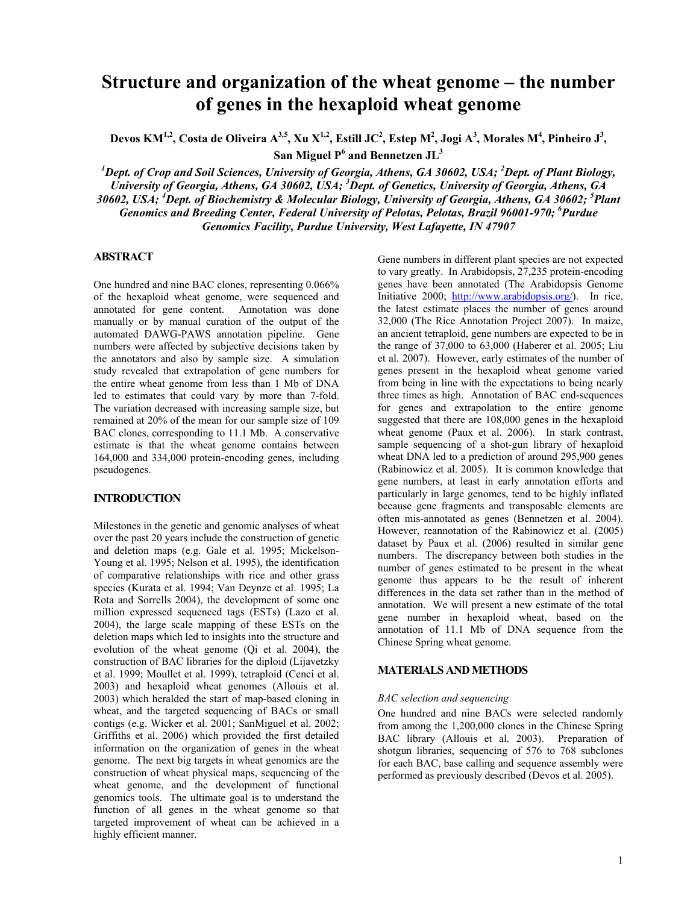# Structure and organization of the wheat genome – the number of genes in the hexaploid wheat genome

**Devos KM[1,2], Costa de Oliveira A[3,5], Xu X[1,2], Estill JC[2], Estep M[2], Jogi A[3], Morales M[4], Pinheiro J[3], San Miguel P[6] and Bennetzen JL[3]**

***[1]Dept. of Crop and Soil Sciences, University of Georgia, Athens, GA 30602, USA; [2]Dept. of Plant Biology, University of Georgia, Athens, GA 30602, USA; [3]Dept. of Genetics, University of Georgia, Athens, GA 30602, USA; [4]Dept. of Biochemistry & Molecular Biology, University of Georgia, Athens, GA 30602; [5]Plant Genomics and Breeding Center, Federal University of Pelotas, Pelotas, Brazil 96001-970; [6]Purdue Genomics Facility, Purdue University, West Lafayette, IN 47907***

## ABSTRACT

One hundred and nine BAC clones, representing 0.066% of the hexaploid wheat genome, were sequenced and annotated for gene content. Annotation was done manually or by manual curation of the output of the automated DAWG-PAWS annotation pipeline. Gene numbers were affected by subjective decisions taken by the annotators and also by sample size. A simulation study revealed that extrapolation of gene numbers for the entire wheat genome from less than 1 Mb of DNA led to estimates that could vary by more than 7-fold. The variation decreased with increasing sample size, but remained at 20% of the mean for our sample size of 109 BAC clones, corresponding to 11.1 Mb. A conservative estimate is that the wheat genome contains between 164,000 and 334,000 protein-encoding genes, including pseudogenes.

## INTRODUCTION

Milestones in the genetic and genomic analyses of wheat over the past 20 years include the construction of genetic and deletion maps (e.g. Gale et al. 1995; Mickelson-Young et al. 1995; Nelson et al. 1995), the identification of comparative relationships with rice and other grass species (Kurata et al. 1994; Van Deynze et al. 1995; La Rota and Sorrells 2004), the development of some one million expressed sequenced tags (ESTs) (Lazo et al. 2004), the large scale mapping of these ESTs on the deletion maps which led to insights into the structure and evolution of the wheat genome (Qi et al. 2004), the construction of BAC libraries for the diploid (Lijavetzky et al. 1999; Moullet et al. 1999), tetraploid (Cenci et al. 2003) and hexaploid wheat genomes (Allouis et al. 2003) which heralded the start of map-based cloning in wheat, and the targeted sequencing of BACs or small contigs (e.g. Wicker et al. 2001; SanMiguel et al. 2002; Griffiths et al. 2006) which provided the first detailed information on the organization of genes in the wheat genome. The next big targets in wheat genomics are the construction of wheat physical maps, sequencing of the wheat genome, and the development of functional genomics tools. The ultimate goal is to understand the function of all genes in the wheat genome so that targeted improvement of wheat can be achieved in a highly efficient manner.

Gene numbers in different plant species are not expected to vary greatly. In Arabidopsis, 27,235 protein-encoding genes have been annotated (The Arabidopsis Genome Initiative 2000; http://www.arabidopsis.org/). In rice, the latest estimate places the number of genes around 32,000 (The Rice Annotation Project 2007). In maize, an ancient tetraploid, gene numbers are expected to be in the range of 37,000 to 63,000 (Haberer et al. 2005; Liu et al. 2007). However, early estimates of the number of genes present in the hexaploid wheat genome varied from being in line with the expectations to being nearly three times as high. Annotation of BAC end-sequences for genes and extrapolation to the entire genome suggested that there are 108,000 genes in the hexaploid wheat genome (Paux et al. 2006). In stark contrast, sample sequencing of a shot-gun library of hexaploid wheat DNA led to a prediction of around 295,900 genes (Rabinowicz et al. 2005). It is common knowledge that gene numbers, at least in early annotation efforts and particularly in large genomes, tend to be highly inflated because gene fragments and transposable elements are often mis-annotated as genes (Bennetzen et al. 2004). However, reannotation of the Rabinowicz et al. (2005) dataset by Paux et al. (2006) resulted in similar gene numbers. The discrepancy between both studies in the number of genes estimated to be present in the wheat genome thus appears to be the result of inherent differences in the data set rather than in the method of annotation. We will present a new estimate of the total gene number in hexaploid wheat, based on the annotation of 11.1 Mb of DNA sequence from the Chinese Spring wheat genome.

## MATERIALS AND METHODS

### *BAC selection and sequencing*

One hundred and nine BACs were selected randomly from among the 1,200,000 clones in the Chinese Spring BAC library (Allouis et al. 2003). Preparation of shotgun libraries, sequencing of 576 to 768 subclones for each BAC, base calling and sequence assembly were performed as previously described (Devos et al. 2005).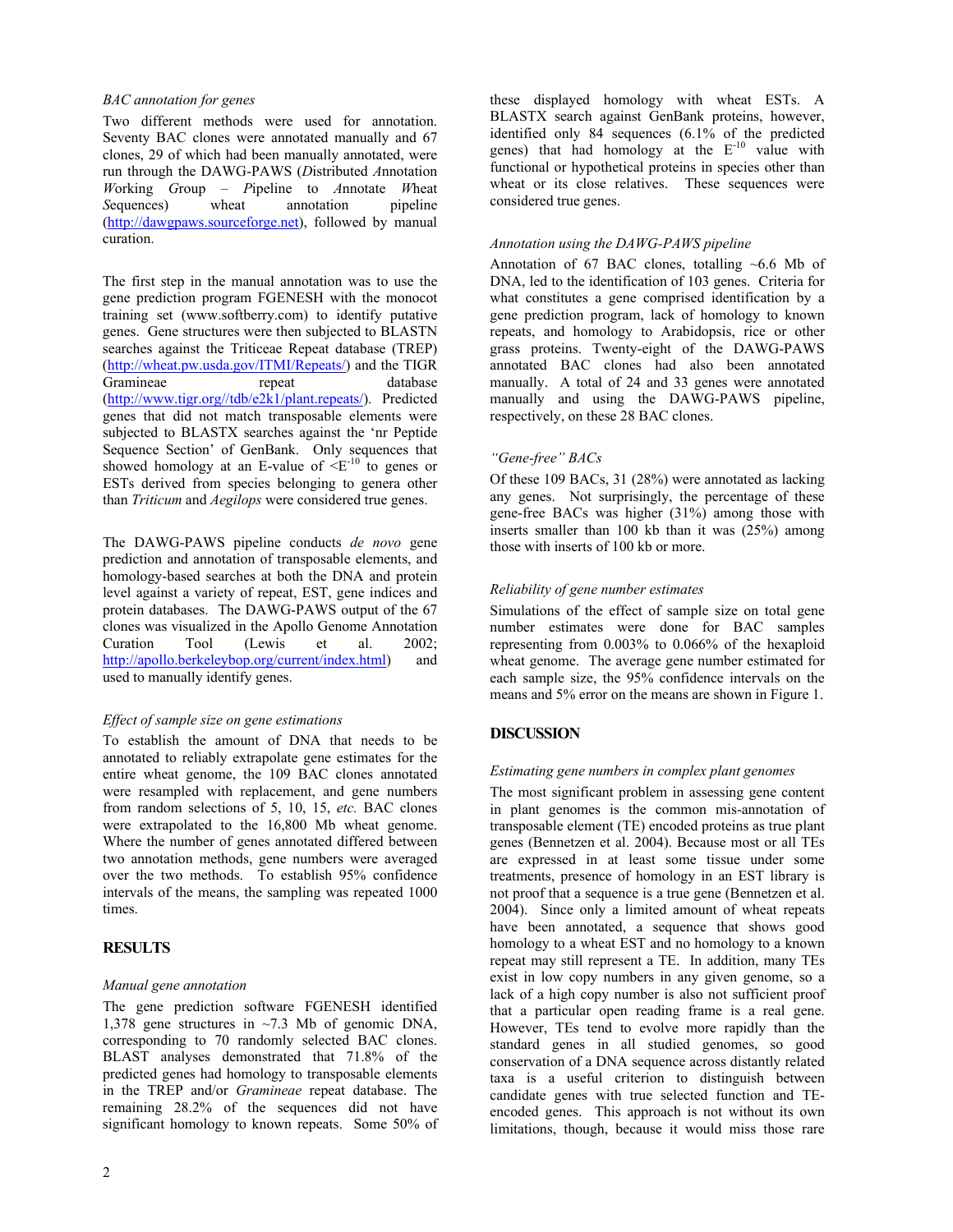*BAC annotation for genes*

Two different methods were used for annotation. Seventy BAC clones were annotated manually and 67 clones, 29 of which had been manually annotated, were run through the DAWG-PAWS (*D*istributed *A*nnotation *W*orking *G*roup – *P*ipeline to *A*nnotate *W*heat *S*equences) wheat annotation pipeline (http://dawgpaws.sourceforge.net), followed by manual curation.

The first step in the manual annotation was to use the gene prediction program FGENESH with the monocot training set (www.softberry.com) to identify putative genes. Gene structures were then subjected to BLASTN searches against the Triticeae Repeat database (TREP) (http://wheat.pw.usda.gov/ITMI/Repeats/) and the TIGR Gramineae repeat database (http://www.tigr.org//tdb/e2k1/plant.repeats/). Predicted genes that did not match transposable elements were subjected to BLASTX searches against the 'nr Peptide Sequence Section' of GenBank. Only sequences that showed homology at an E-value of $<E^{-10}$ to genes or ESTs derived from species belonging to genera other than *Triticum* and *Aegilops* were considered true genes.

The DAWG-PAWS pipeline conducts *de novo* gene prediction and annotation of transposable elements, and homology-based searches at both the DNA and protein level against a variety of repeat, EST, gene indices and protein databases. The DAWG-PAWS output of the 67 clones was visualized in the Apollo Genome Annotation Curation Tool (Lewis et al. 2002; http://apollo.berkeleybop.org/current/index.html) and used to manually identify genes.

*Effect of sample size on gene estimations*

To establish the amount of DNA that needs to be annotated to reliably extrapolate gene estimates for the entire wheat genome, the 109 BAC clones annotated were resampled with replacement, and gene numbers from random selections of 5, 10, 15, *etc.* BAC clones were extrapolated to the 16,800 Mb wheat genome. Where the number of genes annotated differed between two annotation methods, gene numbers were averaged over the two methods. To establish 95% confidence intervals of the means, the sampling was repeated 1000 times.

## RESULTS

*Manual gene annotation*

The gene prediction software FGENESH identified 1,378 gene structures in ~7.3 Mb of genomic DNA, corresponding to 70 randomly selected BAC clones. BLAST analyses demonstrated that 71.8% of the predicted genes had homology to transposable elements in the TREP and/or *Gramineae* repeat database. The remaining 28.2% of the sequences did not have significant homology to known repeats. Some 50% of these displayed homology with wheat ESTs. A BLASTX search against GenBank proteins, however, identified only 84 sequences (6.1% of the predicted genes) that had homology at the $E^{-10}$ value with functional or hypothetical proteins in species other than wheat or its close relatives. These sequences were considered true genes.

*Annotation using the DAWG-PAWS pipeline*

Annotation of 67 BAC clones, totalling ~6.6 Mb of DNA, led to the identification of 103 genes. Criteria for what constitutes a gene comprised identification by a gene prediction program, lack of homology to known repeats, and homology to Arabidopsis, rice or other grass proteins. Twenty-eight of the DAWG-PAWS annotated BAC clones had also been annotated manually. A total of 24 and 33 genes were annotated manually and using the DAWG-PAWS pipeline, respectively, on these 28 BAC clones.

*"Gene-free" BACs*

Of these 109 BACs, 31 (28%) were annotated as lacking any genes. Not surprisingly, the percentage of these gene-free BACs was higher (31%) among those with inserts smaller than 100 kb than it was (25%) among those with inserts of 100 kb or more.

*Reliability of gene number estimates*

Simulations of the effect of sample size on total gene number estimates were done for BAC samples representing from 0.003% to 0.066% of the hexaploid wheat genome. The average gene number estimated for each sample size, the 95% confidence intervals on the means and 5% error on the means are shown in Figure 1.

## DISCUSSION

*Estimating gene numbers in complex plant genomes*

The most significant problem in assessing gene content in plant genomes is the common mis-annotation of transposable element (TE) encoded proteins as true plant genes (Bennetzen et al. 2004). Because most or all TEs are expressed in at least some tissue under some treatments, presence of homology in an EST library is not proof that a sequence is a true gene (Bennetzen et al. 2004). Since only a limited amount of wheat repeats have been annotated, a sequence that shows good homology to a wheat EST and no homology to a known repeat may still represent a TE. In addition, many TEs exist in low copy numbers in any given genome, so a lack of a high copy number is also not sufficient proof that a particular open reading frame is a real gene. However, TEs tend to evolve more rapidly than the standard genes in all studied genomes, so good conservation of a DNA sequence across distantly related taxa is a useful criterion to distinguish between candidate genes with true selected function and TE-encoded genes. This approach is not without its own limitations, though, because it would miss those rare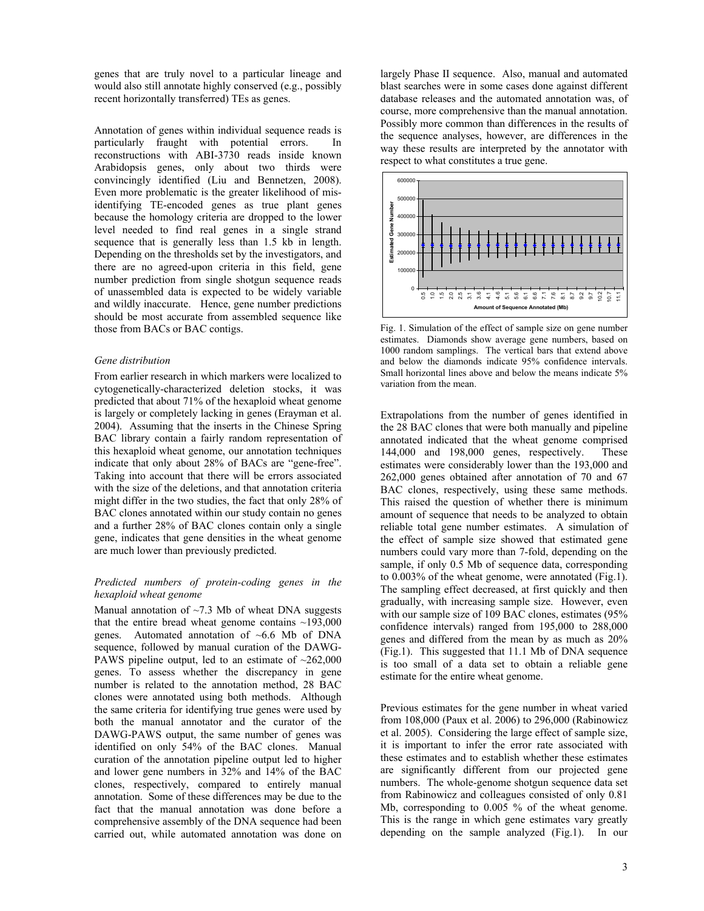genes that are truly novel to a particular lineage and would also still annotate highly conserved (e.g., possibly recent horizontally transferred) TEs as genes.

Annotation of genes within individual sequence reads is particularly fraught with potential errors. In reconstructions with ABI-3730 reads inside known Arabidopsis genes, only about two thirds were convincingly identified (Liu and Bennetzen, 2008). Even more problematic is the greater likelihood of mis-identifying TE-encoded genes as true plant genes because the homology criteria are dropped to the lower level needed to find real genes in a single strand sequence that is generally less than 1.5 kb in length. Depending on the thresholds set by the investigators, and there are no agreed-upon criteria in this field, gene number prediction from single shotgun sequence reads of unassembled data is expected to be widely variable and wildly inaccurate. Hence, gene number predictions should be most accurate from assembled sequence like those from BACs or BAC contigs.

*Gene distribution*

From earlier research in which markers were localized to cytogenetically-characterized deletion stocks, it was predicted that about 71% of the hexaploid wheat genome is largely or completely lacking in genes (Erayman et al. 2004). Assuming that the inserts in the Chinese Spring BAC library contain a fairly random representation of this hexaploid wheat genome, our annotation techniques indicate that only about 28% of BACs are "gene-free". Taking into account that there will be errors associated with the size of the deletions, and that annotation criteria might differ in the two studies, the fact that only 28% of BAC clones annotated within our study contain no genes and a further 28% of BAC clones contain only a single gene, indicates that gene densities in the wheat genome are much lower than previously predicted.

*Predicted numbers of protein-coding genes in the hexaploid wheat genome*

Manual annotation of ~7.3 Mb of wheat DNA suggests that the entire bread wheat genome contains ~193,000 genes. Automated annotation of ~6.6 Mb of DNA sequence, followed by manual curation of the DAWG-PAWS pipeline output, led to an estimate of ~262,000 genes. To assess whether the discrepancy in gene number is related to the annotation method, 28 BAC clones were annotated using both methods. Although the same criteria for identifying true genes were used by both the manual annotator and the curator of the DAWG-PAWS output, the same number of genes was identified on only 54% of the BAC clones. Manual curation of the annotation pipeline output led to higher and lower gene numbers in 32% and 14% of the BAC clones, respectively, compared to entirely manual annotation. Some of these differences may be due to the fact that the manual annotation was done before a comprehensive assembly of the DNA sequence had been carried out, while automated annotation was done on largely Phase II sequence. Also, manual and automated blast searches were in some cases done against different database releases and the automated annotation was, of course, more comprehensive than the manual annotation. Possibly more common than differences in the results of the sequence analyses, however, are differences in the way these results are interpreted by the annotator with respect to what constitutes a true gene.

Fig. 1. Simulation of the effect of sample size on gene number estimates. Diamonds show average gene numbers, based on 1000 random samplings. The vertical bars that extend above and below the diamonds indicate 95% confidence intervals. Small horizontal lines above and below the means indicate 5% variation from the mean.

Extrapolations from the number of genes identified in the 28 BAC clones that were both manually and pipeline annotated indicated that the wheat genome comprised 144,000 and 198,000 genes, respectively. These estimates were considerably lower than the 193,000 and 262,000 genes obtained after annotation of 70 and 67 BAC clones, respectively, using these same methods. This raised the question of whether there is minimum amount of sequence that needs to be analyzed to obtain reliable total gene number estimates. A simulation of the effect of sample size showed that estimated gene numbers could vary more than 7-fold, depending on the sample, if only 0.5 Mb of sequence data, corresponding to 0.003% of the wheat genome, were annotated (Fig.1). The sampling effect decreased, at first quickly and then gradually, with increasing sample size. However, even with our sample size of 109 BAC clones, estimates (95% confidence intervals) ranged from 195,000 to 288,000 genes and differed from the mean by as much as 20% (Fig.1). This suggested that 11.1 Mb of DNA sequence is too small of a data set to obtain a reliable gene estimate for the entire wheat genome.

Previous estimates for the gene number in wheat varied from 108,000 (Paux et al. 2006) to 296,000 (Rabinowicz et al. 2005). Considering the large effect of sample size, it is important to infer the error rate associated with these estimates and to establish whether these estimates are significantly different from our projected gene numbers. The whole-genome shotgun sequence data set from Rabinowicz and colleagues consisted of only 0.81 Mb, corresponding to 0.005 % of the wheat genome. This is the range in which gene estimates vary greatly depending on the sample analyzed (Fig.1). In our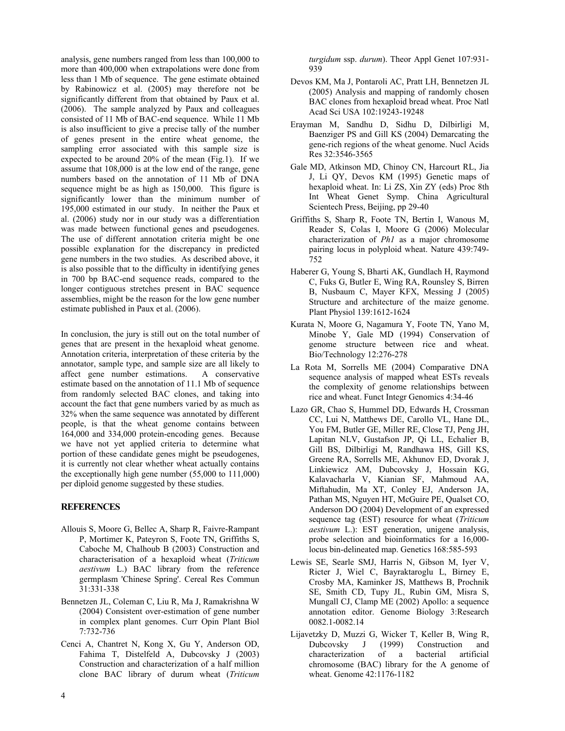analysis, gene numbers ranged from less than 100,000 to more than 400,000 when extrapolations were done from less than 1 Mb of sequence. The gene estimate obtained by Rabinowicz et al. (2005) may therefore not be significantly different from that obtained by Paux et al. (2006). The sample analyzed by Paux and colleagues consisted of 11 Mb of BAC-end sequence. While 11 Mb is also insufficient to give a precise tally of the number of genes present in the entire wheat genome, the sampling error associated with this sample size is expected to be around 20% of the mean (Fig.1). If we assume that 108,000 is at the low end of the range, gene numbers based on the annotation of 11 Mb of DNA sequence might be as high as 150,000. This figure is significantly lower than the minimum number of 195,000 estimated in our study. In neither the Paux et al. (2006) study nor in our study was a differentiation was made between functional genes and pseudogenes. The use of different annotation criteria might be one possible explanation for the discrepancy in predicted gene numbers in the two studies. As described above, it is also possible that to the difficulty in identifying genes in 700 bp BAC-end sequence reads, compared to the longer contiguous stretches present in BAC sequence assemblies, might be the reason for the low gene number estimate published in Paux et al. (2006).

In conclusion, the jury is still out on the total number of genes that are present in the hexaploid wheat genome. Annotation criteria, interpretation of these criteria by the annotator, sample type, and sample size are all likely to affect gene number estimations. A conservative estimate based on the annotation of 11.1 Mb of sequence from randomly selected BAC clones, and taking into account the fact that gene numbers varied by as much as 32% when the same sequence was annotated by different people, is that the wheat genome contains between 164,000 and 334,000 protein-encoding genes. Because we have not yet applied criteria to determine what portion of these candidate genes might be pseudogenes, it is currently not clear whether wheat actually contains the exceptionally high gene number (55,000 to 111,000) per diploid genome suggested by these studies.

## REFERENCES

Allouis S, Moore G, Bellec A, Sharp R, Faivre-Rampant P, Mortimer K, Pateyron S, Foote TN, Griffiths S, Caboche M, Chalhoub B (2003) Construction and characterisation of a hexaploid wheat (*Triticum aestivum* L.) BAC library from the reference germplasm 'Chinese Spring'. Cereal Res Commun 31:331-338

Bennetzen JL, Coleman C, Liu R, Ma J, Ramakrishna W (2004) Consistent over-estimation of gene number in complex plant genomes. Curr Opin Plant Biol 7:732-736

Cenci A, Chantret N, Kong X, Gu Y, Anderson OD, Fahima T, Distelfeld A, Dubcovsky J (2003) Construction and characterization of a half million clone BAC library of durum wheat (*Triticum turgidum* ssp. *durum*). Theor Appl Genet 107:931-939

Devos KM, Ma J, Pontaroli AC, Pratt LH, Bennetzen JL (2005) Analysis and mapping of randomly chosen BAC clones from hexaploid bread wheat. Proc Natl Acad Sci USA 102:19243-19248

Erayman M, Sandhu D, Sidhu D, Dilbirligi M, Baenziger PS and Gill KS (2004) Demarcating the gene-rich regions of the wheat genome. Nucl Acids Res 32:3546-3565

Gale MD, Atkinson MD, Chinoy CN, Harcourt RL, Jia J, Li QY, Devos KM (1995) Genetic maps of hexaploid wheat. In: Li ZS, Xin ZY (eds) Proc 8th Int Wheat Genet Symp. China Agricultural Scientech Press, Beijing, pp 29-40

Griffiths S, Sharp R, Foote TN, Bertin I, Wanous M, Reader S, Colas I, Moore G (2006) Molecular characterization of *Ph1* as a major chromosome pairing locus in polyploid wheat. Nature 439:749-752

Haberer G, Young S, Bharti AK, Gundlach H, Raymond C, Fuks G, Butler E, Wing RA, Rounsley S, Birren B, Nusbaum C, Mayer KFX, Messing J (2005) Structure and architecture of the maize genome. Plant Physiol 139:1612-1624

Kurata N, Moore G, Nagamura Y, Foote TN, Yano M, Minobe Y, Gale MD (1994) Conservation of genome structure between rice and wheat. Bio/Technology 12:276-278

La Rota M, Sorrells ME (2004) Comparative DNA sequence analysis of mapped wheat ESTs reveals the complexity of genome relationships between rice and wheat. Funct Integr Genomics 4:34-46

Lazo GR, Chao S, Hummel DD, Edwards H, Crossman CC, Lui N, Matthews DE, Carollo VL, Hane DL, You FM, Butler GE, Miller RE, Close TJ, Peng JH, Lapitan NLV, Gustafson JP, Qi LL, Echalier B, Gill BS, Dilbirligi M, Randhawa HS, Gill KS, Greene RA, Sorrells ME, Akhunov ED, Dvorak J, Linkiewicz AM, Dubcovsky J, Hossain KG, Kalavacharla V, Kianian SF, Mahmoud AA, Miftahudin, Ma XT, Conley EJ, Anderson JA, Pathan MS, Nguyen HT, McGuire PE, Qualset CO, Anderson DO (2004) Development of an expressed sequence tag (EST) resource for wheat (*Triticum aestivum* L.): EST generation, unigene analysis, probe selection and bioinformatics for a 16,000-locus bin-delineated map. Genetics 168:585-593

Lewis SE, Searle SMJ, Harris N, Gibson M, Iyer V, Ricter J, Wiel C, Bayraktaroglu L, Birney E, Crosby MA, Kaminker JS, Matthews B, Prochnik SE, Smith CD, Tupy JL, Rubin GM, Misra S, Mungall CJ, Clamp ME (2002) Apollo: a sequence annotation editor. Genome Biology 3:Research 0082.1-0082.14

Lijavetzky D, Muzzi G, Wicker T, Keller B, Wing R, Dubcovsky J (1999) Construction and characterization of a bacterial artificial chromosome (BAC) library for the A genome of wheat. Genome 42:1176-1182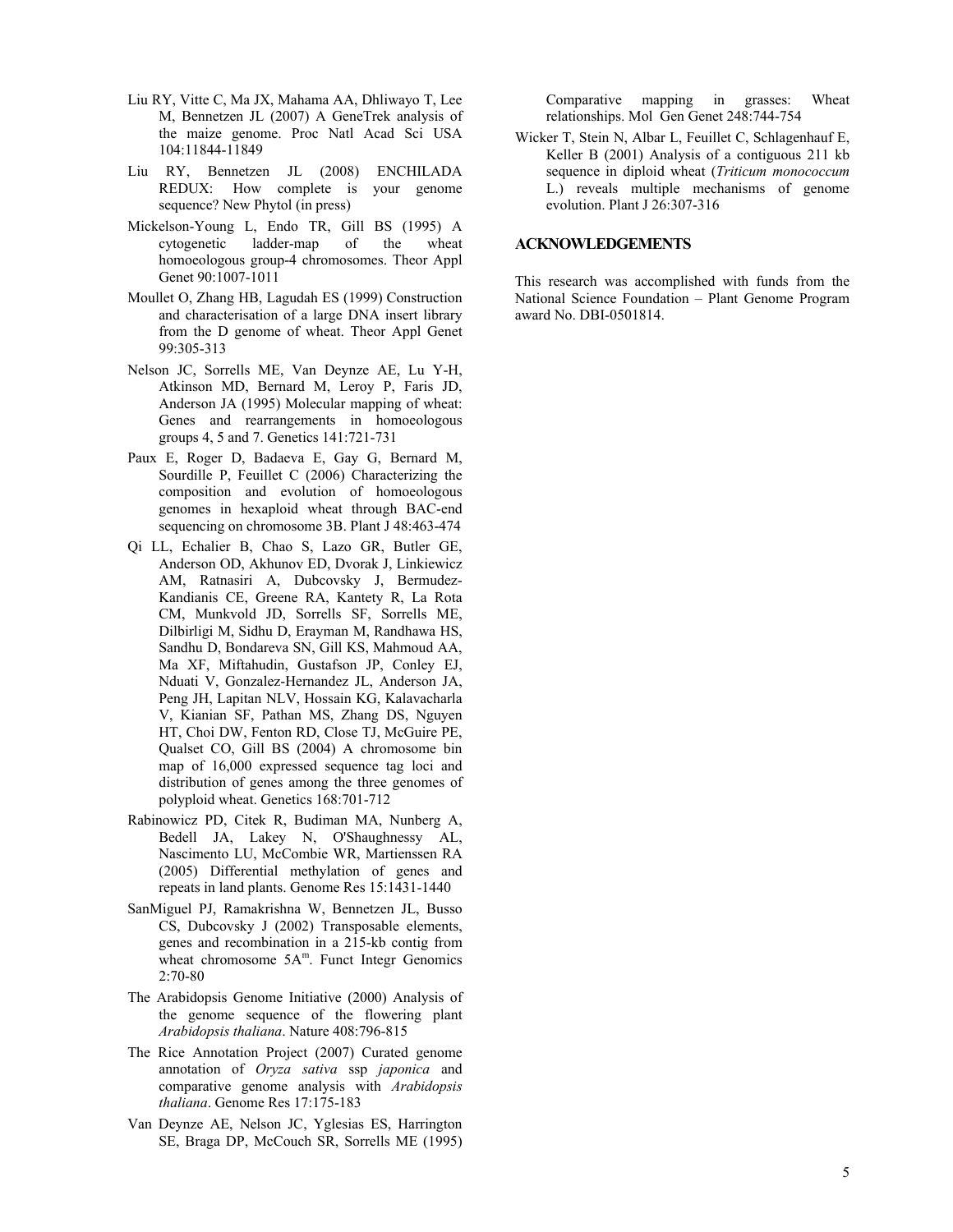Liu RY, Vitte C, Ma JX, Mahama AA, Dhliwayo T, Lee M, Bennetzen JL (2007) A GeneTrek analysis of the maize genome. Proc Natl Acad Sci USA 104:11844-11849

Liu RY, Bennetzen JL (2008) ENCHILADA REDUX: How complete is your genome sequence? New Phytol (in press)

Mickelson-Young L, Endo TR, Gill BS (1995) A cytogenetic ladder-map of the wheat homoeologous group-4 chromosomes. Theor Appl Genet 90:1007-1011

Moullet O, Zhang HB, Lagudah ES (1999) Construction and characterisation of a large DNA insert library from the D genome of wheat. Theor Appl Genet 99:305-313

Nelson JC, Sorrells ME, Van Deynze AE, Lu Y-H, Atkinson MD, Bernard M, Leroy P, Faris JD, Anderson JA (1995) Molecular mapping of wheat: Genes and rearrangements in homoeologous groups 4, 5 and 7. Genetics 141:721-731

Paux E, Roger D, Badaeva E, Gay G, Bernard M, Sourdille P, Feuillet C (2006) Characterizing the composition and evolution of homoeologous genomes in hexaploid wheat through BAC-end sequencing on chromosome 3B. Plant J 48:463-474

Qi LL, Echalier B, Chao S, Lazo GR, Butler GE, Anderson OD, Akhunov ED, Dvorak J, Linkiewicz AM, Ratnasiri A, Dubcovsky J, Bermudez-Kandianis CE, Greene RA, Kantety R, La Rota CM, Munkvold JD, Sorrells SF, Sorrells ME, Dilbirligi M, Sidhu D, Erayman M, Randhawa HS, Sandhu D, Bondareva SN, Gill KS, Mahmoud AA, Ma XF, Miftahudin, Gustafson JP, Conley EJ, Nduati V, Gonzalez-Hernandez JL, Anderson JA, Peng JH, Lapitan NLV, Hossain KG, Kalavacharla V, Kianian SF, Pathan MS, Zhang DS, Nguyen HT, Choi DW, Fenton RD, Close TJ, McGuire PE, Qualset CO, Gill BS (2004) A chromosome bin map of 16,000 expressed sequence tag loci and distribution of genes among the three genomes of polyploid wheat. Genetics 168:701-712

Rabinowicz PD, Citek R, Budiman MA, Nunberg A, Bedell JA, Lakey N, O'Shaughnessy AL, Nascimento LU, McCombie WR, Martienssen RA (2005) Differential methylation of genes and repeats in land plants. Genome Res 15:1431-1440

SanMiguel PJ, Ramakrishna W, Bennetzen JL, Busso CS, Dubcovsky J (2002) Transposable elements, genes and recombination in a 215-kb contig from wheat chromosome $5A^m$. Funct Integr Genomics 2:70-80

The Arabidopsis Genome Initiative (2000) Analysis of the genome sequence of the flowering plant *Arabidopsis thaliana*. Nature 408:796-815

The Rice Annotation Project (2007) Curated genome annotation of *Oryza sativa* ssp *japonica* and comparative genome analysis with *Arabidopsis thaliana*. Genome Res 17:175-183

Van Deynze AE, Nelson JC, Yglesias ES, Harrington SE, Braga DP, McCouch SR, Sorrells ME (1995) Comparative mapping in grasses: Wheat relationships. Mol Gen Genet 248:744-754

Wicker T, Stein N, Albar L, Feuillet C, Schlagenhauf E, Keller B (2001) Analysis of a contiguous 211 kb sequence in diploid wheat (*Triticum monococcum* L.) reveals multiple mechanisms of genome evolution. Plant J 26:307-316

## ACKNOWLEDGEMENTS

This research was accomplished with funds from the National Science Foundation – Plant Genome Program award No. DBI-0501814.